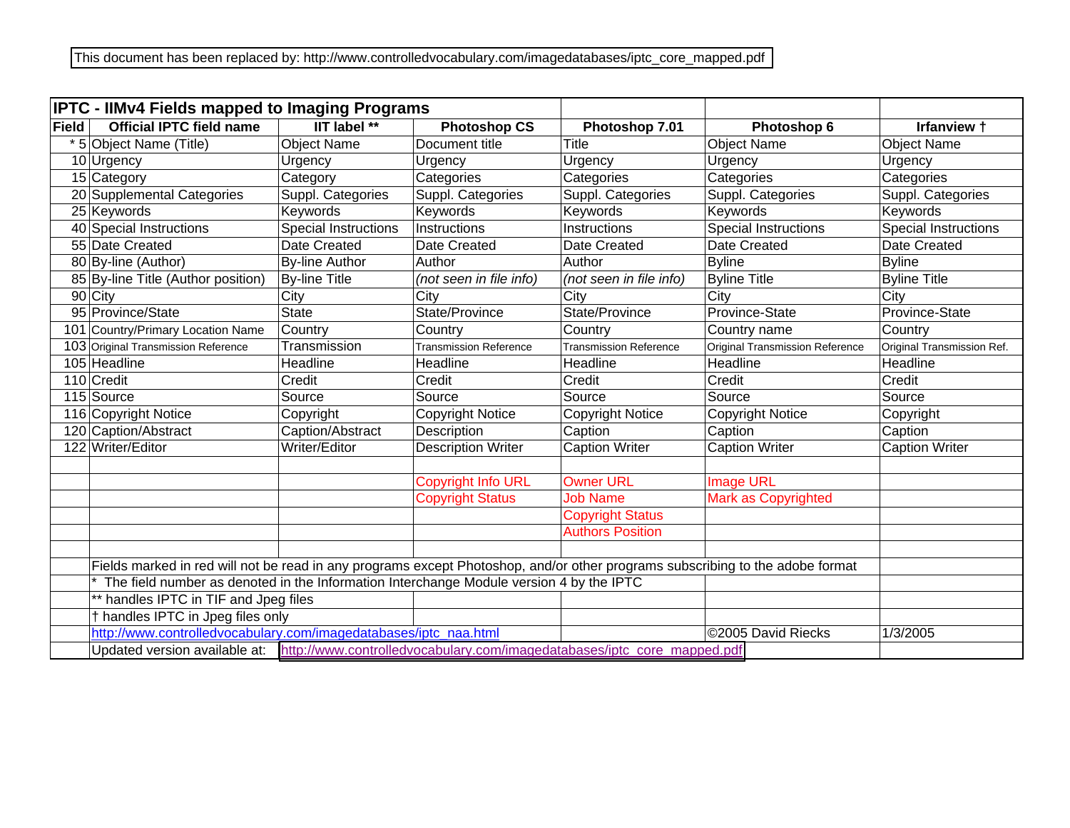This document has been replaced by: http://www.controlledvocabulary.com/imagedatabases/iptc_core_mapped.pdf

**IPTC - IIMv4 Fields mapped to Imaging Programs**

| Field | Official IPTC field name | IIT label ** | Photoshop CS | Photoshop 7.01 | Photoshop 6 | Irfanview † |
|---|---|---|---|---|---|---|
| * 5 | Object Name (Title) | Object Name | Document title | Title | Object Name | Object Name |
| 10 | Urgency | Urgency | Urgency | Urgency | Urgency | Urgency |
| 15 | Category | Category | Categories | Categories | Categories | Categories |
| 20 | Supplemental Categories | Suppl. Categories | Suppl. Categories | Suppl. Categories | Suppl. Categories | Suppl. Categories |
| 25 | Keywords | Keywords | Keywords | Keywords | Keywords | Keywords |
| 40 | Special Instructions | Special Instructions | Instructions | Instructions | Special Instructions | Special Instructions |
| 55 | Date Created | Date Created | Date Created | Date Created | Date Created | Date Created |
| 80 | By-line (Author) | By-line Author | Author | Author | Byline | Byline |
| 85 | By-line Title (Author position) | By-line Title | *(not seen in file info)* | *(not seen in file info)* | Byline Title | Byline Title |
| 90 | City | City | City | City | City | City |
| 95 | Province/State | State | State/Province | State/Province | Province-State | Province-State |
| 101 | Country/Primary Location Name | Country | Country | Country | Country name | Country |
| 103 | Original Transmission Reference | Transmission | Transmission Reference | Transmission Reference | Original Transmission Reference | Original Transmission Ref. |
| 105 | Headline | Headline | Headline | Headline | Headline | Headline |
| 110 | Credit | Credit | Credit | Credit | Credit | Credit |
| 115 | Source | Source | Source | Source | Source | Source |
| 116 | Copyright Notice | Copyright | Copyright Notice | Copyright Notice | Copyright Notice | Copyright |
| 120 | Caption/Abstract | Caption/Abstract | Description | Caption | Caption | Caption |
| 122 | Writer/Editor | Writer/Editor | Description Writer | Caption Writer | Caption Writer | Caption Writer |
| | | | | | | |
| | | | Copyright Info URL | Owner URL | Image URL | |
| | | | Copyright Status | Job Name | Mark as Copyrighted | |
| | | | | Copyright Status | | |
| | | | | Authors Position | | |

Fields marked in red will not be read in any programs except Photoshop, and/or other programs subscribing to the adobe format

\* The field number as denoted in the Information Interchange Module version 4 by the IPTC

** handles IPTC in TIF and Jpeg files

† handles IPTC in Jpeg files only

http://www.controlledvocabulary.com/imagedatabases/iptc_naa.html

©2005 David Riecks 1/3/2005

Updated version available at: http://www.controlledvocabulary.com/imagedatabases/iptc_core_mapped.pdf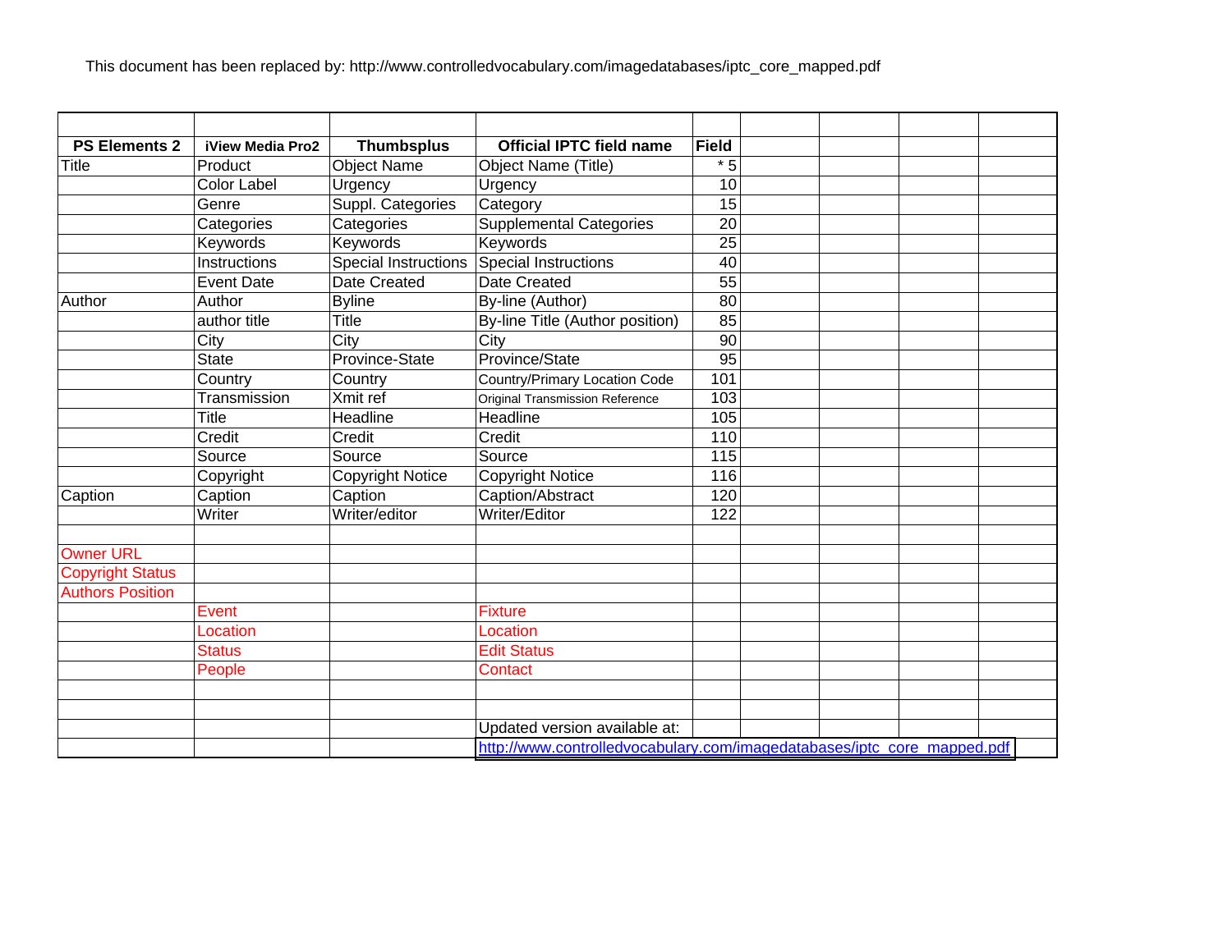This document has been replaced by: http://www.controlledvocabulary.com/imagedatabases/iptc_core_mapped.pdf

| PS Elements 2 | iView Media Pro2 | Thumbsplus | Official IPTC field name | Field |
|---|---|---|---|---|
| Title | Product | Object Name | Object Name (Title) | * 5 |
| | Color Label | Urgency | Urgency | 10 |
| | Genre | Suppl. Categories | Category | 15 |
| | Categories | Categories | Supplemental Categories | 20 |
| | Keywords | Keywords | Keywords | 25 |
| | Instructions | Special Instructions | Special Instructions | 40 |
| | Event Date | Date Created | Date Created | 55 |
| Author | Author | Byline | By-line (Author) | 80 |
| | author title | Title | By-line Title (Author position) | 85 |
| | City | City | City | 90 |
| | State | Province-State | Province/State | 95 |
| | Country | Country | Country/Primary Location Code | 101 |
| | Transmission | Xmit ref | Original Transmission Reference | 103 |
| | Title | Headline | Headline | 105 |
| | Credit | Credit | Credit | 110 |
| | Source | Source | Source | 115 |
| | Copyright | Copyright Notice | Copyright Notice | 116 |
| Caption | Caption | Caption | Caption/Abstract | 120 |
| | Writer | Writer/editor | Writer/Editor | 122 |
| | | | | |
| Owner URL | | | | |
| Copyright Status | | | | |
| Authors Position | | | | |
| | Event | | Fixture | |
| | Location | | Location | |
| | Status | | Edit Status | |
| | People | | Contact | |
| | | | | |
| | | | | |
| | | | Updated version available at: | |
| | | | http://www.controlledvocabulary.com/imagedatabases/iptc_core_mapped.pdf | |